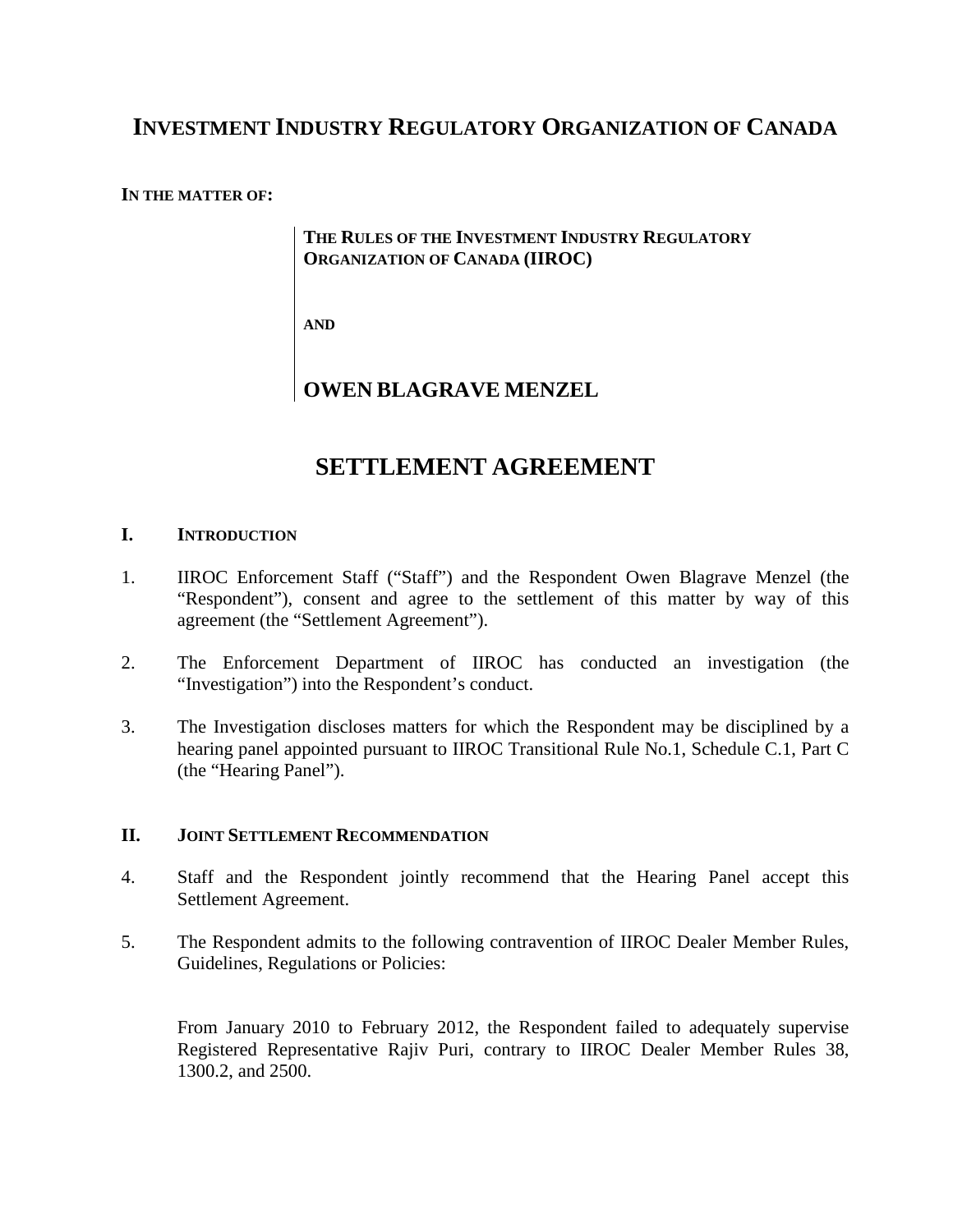# INVESTMENT INDUSTRY REGULATORY ORGANIZATION OF CANADA

**IN THE MATTER OF:**

**THE RULES OF THE INVESTMENT INDUSTRY REGULATORY ORGANIZATION OF CANADA (IIROC)**

**AND**

**OWEN BLAGRAVE MENZEL**

# SETTLEMENT AGREEMENT

## I. INTRODUCTION

1. IIROC Enforcement Staff ("Staff") and the Respondent Owen Blagrave Menzel (the "Respondent"), consent and agree to the settlement of this matter by way of this agreement (the "Settlement Agreement").

2. The Enforcement Department of IIROC has conducted an investigation (the "Investigation") into the Respondent's conduct.

3. The Investigation discloses matters for which the Respondent may be disciplined by a hearing panel appointed pursuant to IIROC Transitional Rule No.1, Schedule C.1, Part C (the "Hearing Panel").

## II. JOINT SETTLEMENT RECOMMENDATION

4. Staff and the Respondent jointly recommend that the Hearing Panel accept this Settlement Agreement.

5. The Respondent admits to the following contravention of IIROC Dealer Member Rules, Guidelines, Regulations or Policies:

   From January 2010 to February 2012, the Respondent failed to adequately supervise Registered Representative Rajiv Puri, contrary to IIROC Dealer Member Rules 38, 1300.2, and 2500.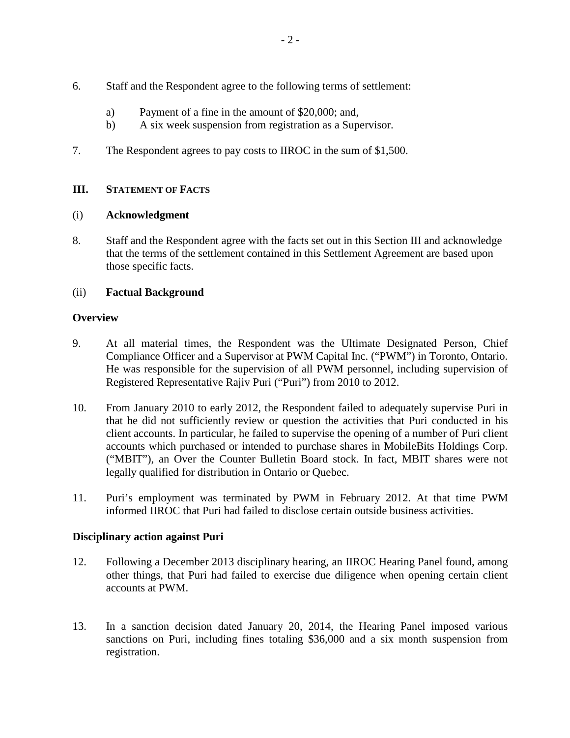6. Staff and the Respondent agree to the following terms of settlement:

   a) Payment of a fine in the amount of $20,000; and,
   b) A six week suspension from registration as a Supervisor.

7. The Respondent agrees to pay costs to IIROC in the sum of $1,500.

## III. STATEMENT OF FACTS

### (i) Acknowledgment

8. Staff and the Respondent agree with the facts set out in this Section III and acknowledge that the terms of the settlement contained in this Settlement Agreement are based upon those specific facts.

### (ii) Factual Background

#### Overview

9. At all material times, the Respondent was the Ultimate Designated Person, Chief Compliance Officer and a Supervisor at PWM Capital Inc. ("PWM") in Toronto, Ontario. He was responsible for the supervision of all PWM personnel, including supervision of Registered Representative Rajiv Puri ("Puri") from 2010 to 2012.

10. From January 2010 to early 2012, the Respondent failed to adequately supervise Puri in that he did not sufficiently review or question the activities that Puri conducted in his client accounts. In particular, he failed to supervise the opening of a number of Puri client accounts which purchased or intended to purchase shares in MobileBits Holdings Corp. ("MBIT"), an Over the Counter Bulletin Board stock. In fact, MBIT shares were not legally qualified for distribution in Ontario or Quebec.

11. Puri's employment was terminated by PWM in February 2012. At that time PWM informed IIROC that Puri had failed to disclose certain outside business activities.

#### Disciplinary action against Puri

12. Following a December 2013 disciplinary hearing, an IIROC Hearing Panel found, among other things, that Puri had failed to exercise due diligence when opening certain client accounts at PWM.

13. In a sanction decision dated January 20, 2014, the Hearing Panel imposed various sanctions on Puri, including fines totaling $36,000 and a six month suspension from registration.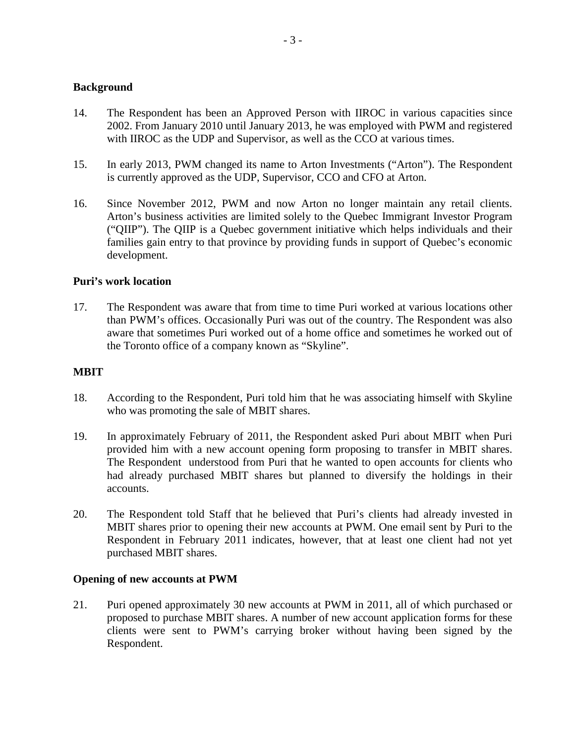### Background

14. The Respondent has been an Approved Person with IIROC in various capacities since 2002. From January 2010 until January 2013, he was employed with PWM and registered with IIROC as the UDP and Supervisor, as well as the CCO at various times.

15. In early 2013, PWM changed its name to Arton Investments ("Arton"). The Respondent is currently approved as the UDP, Supervisor, CCO and CFO at Arton.

16. Since November 2012, PWM and now Arton no longer maintain any retail clients. Arton's business activities are limited solely to the Quebec Immigrant Investor Program ("QIIP"). The QIIP is a Quebec government initiative which helps individuals and their families gain entry to that province by providing funds in support of Quebec's economic development.

### Puri's work location

17. The Respondent was aware that from time to time Puri worked at various locations other than PWM's offices. Occasionally Puri was out of the country. The Respondent was also aware that sometimes Puri worked out of a home office and sometimes he worked out of the Toronto office of a company known as "Skyline".

### MBIT

18. According to the Respondent, Puri told him that he was associating himself with Skyline who was promoting the sale of MBIT shares.

19. In approximately February of 2011, the Respondent asked Puri about MBIT when Puri provided him with a new account opening form proposing to transfer in MBIT shares. The Respondent understood from Puri that he wanted to open accounts for clients who had already purchased MBIT shares but planned to diversify the holdings in their accounts.

20. The Respondent told Staff that he believed that Puri's clients had already invested in MBIT shares prior to opening their new accounts at PWM. One email sent by Puri to the Respondent in February 2011 indicates, however, that at least one client had not yet purchased MBIT shares.

### Opening of new accounts at PWM

21. Puri opened approximately 30 new accounts at PWM in 2011, all of which purchased or proposed to purchase MBIT shares. A number of new account application forms for these clients were sent to PWM's carrying broker without having been signed by the Respondent.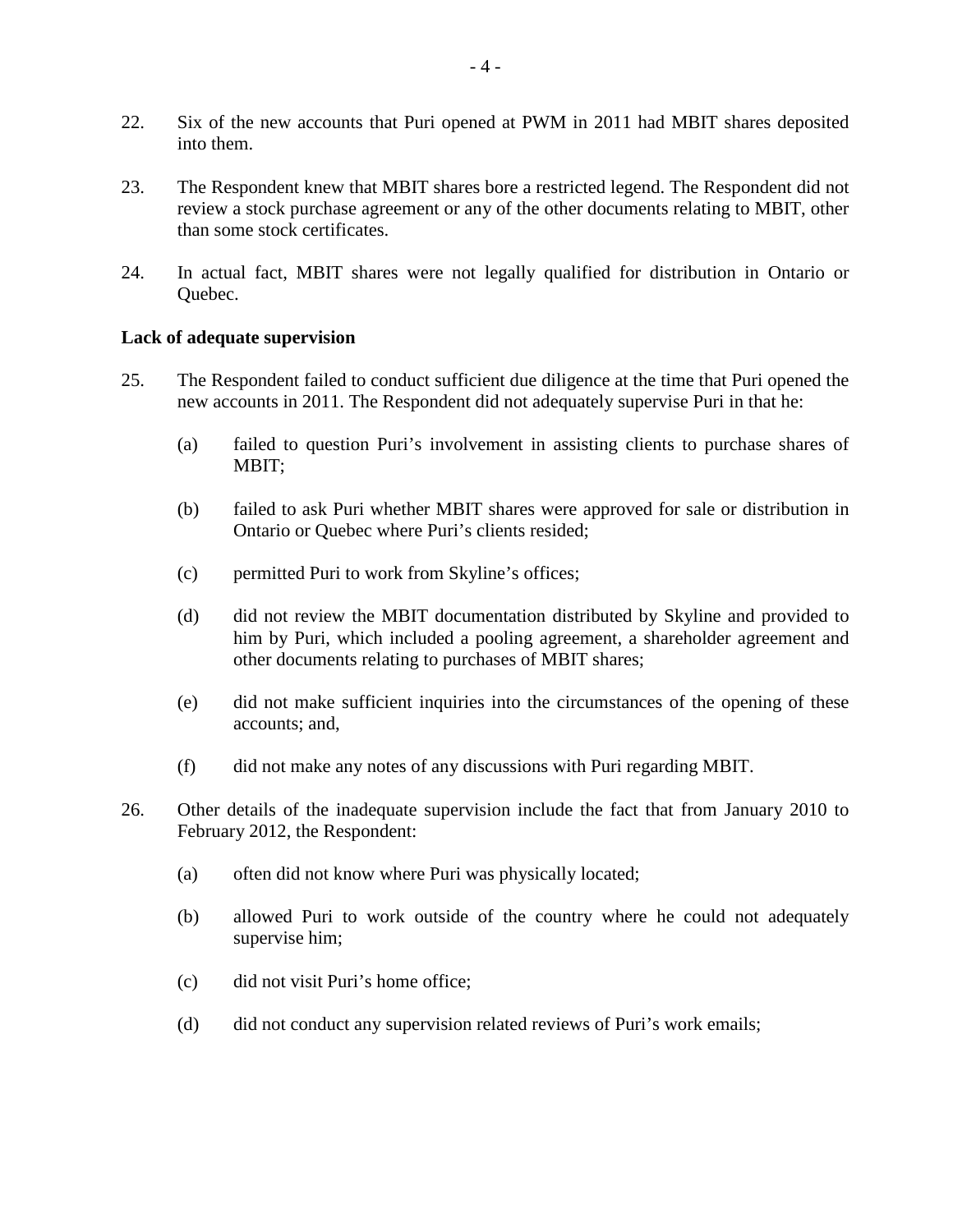22. Six of the new accounts that Puri opened at PWM in 2011 had MBIT shares deposited into them.

23. The Respondent knew that MBIT shares bore a restricted legend. The Respondent did not review a stock purchase agreement or any of the other documents relating to MBIT, other than some stock certificates.

24. In actual fact, MBIT shares were not legally qualified for distribution in Ontario or Quebec.

**Lack of adequate supervision**

25. The Respondent failed to conduct sufficient due diligence at the time that Puri opened the new accounts in 2011. The Respondent did not adequately supervise Puri in that he:

    (a) failed to question Puri's involvement in assisting clients to purchase shares of MBIT;

    (b) failed to ask Puri whether MBIT shares were approved for sale or distribution in Ontario or Quebec where Puri's clients resided;

    (c) permitted Puri to work from Skyline's offices;

    (d) did not review the MBIT documentation distributed by Skyline and provided to him by Puri, which included a pooling agreement, a shareholder agreement and other documents relating to purchases of MBIT shares;

    (e) did not make sufficient inquiries into the circumstances of the opening of these accounts; and,

    (f) did not make any notes of any discussions with Puri regarding MBIT.

26. Other details of the inadequate supervision include the fact that from January 2010 to February 2012, the Respondent:

    (a) often did not know where Puri was physically located;

    (b) allowed Puri to work outside of the country where he could not adequately supervise him;

    (c) did not visit Puri's home office;

    (d) did not conduct any supervision related reviews of Puri's work emails;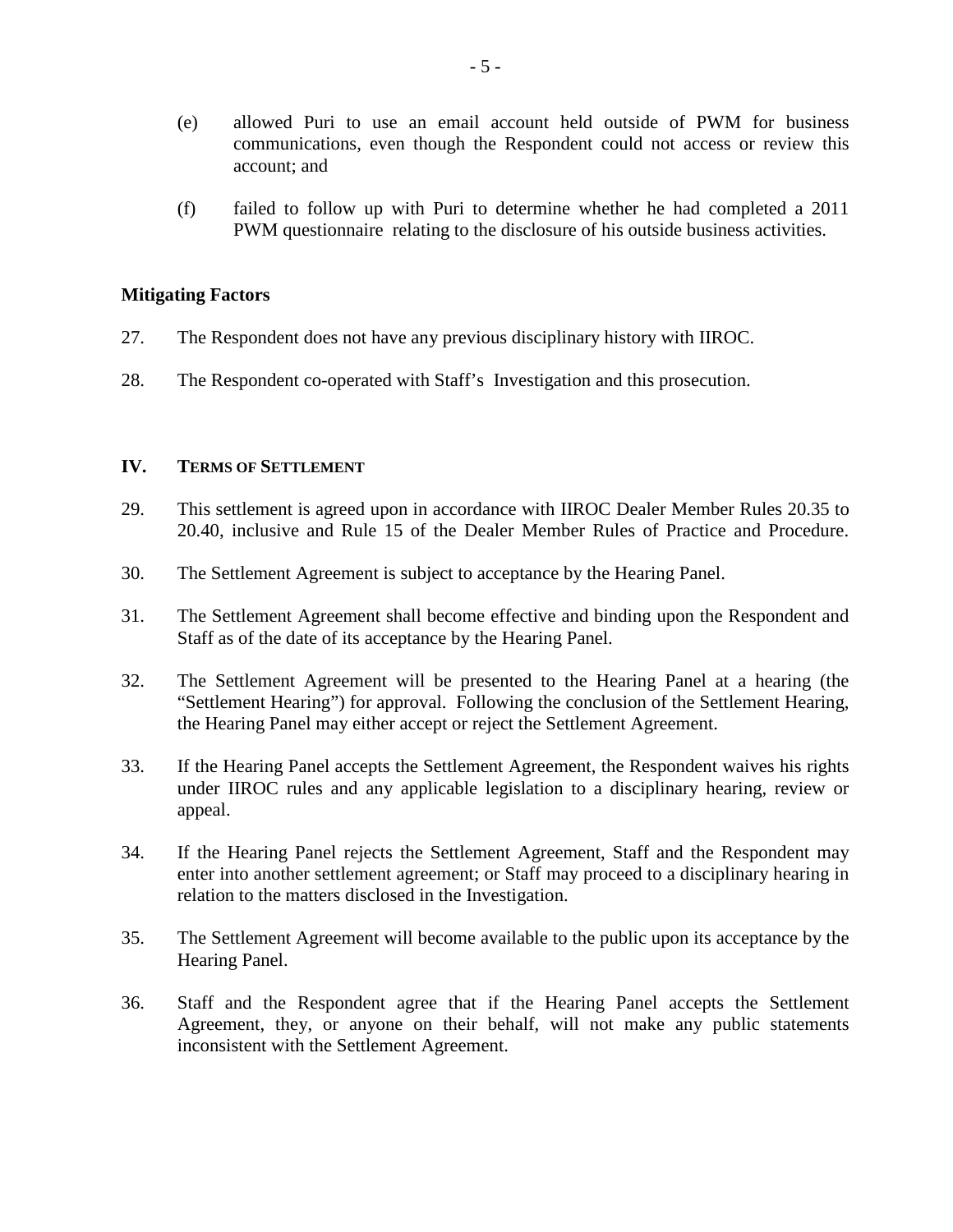(e) allowed Puri to use an email account held outside of PWM for business communications, even though the Respondent could not access or review this account; and

(f) failed to follow up with Puri to determine whether he had completed a 2011 PWM questionnaire relating to the disclosure of his outside business activities.

**Mitigating Factors**

27. The Respondent does not have any previous disciplinary history with IIROC.

28. The Respondent co-operated with Staff's Investigation and this prosecution.

## IV. TERMS OF SETTLEMENT

29. This settlement is agreed upon in accordance with IIROC Dealer Member Rules 20.35 to 20.40, inclusive and Rule 15 of the Dealer Member Rules of Practice and Procedure.

30. The Settlement Agreement is subject to acceptance by the Hearing Panel.

31. The Settlement Agreement shall become effective and binding upon the Respondent and Staff as of the date of its acceptance by the Hearing Panel.

32. The Settlement Agreement will be presented to the Hearing Panel at a hearing (the "Settlement Hearing") for approval. Following the conclusion of the Settlement Hearing, the Hearing Panel may either accept or reject the Settlement Agreement.

33. If the Hearing Panel accepts the Settlement Agreement, the Respondent waives his rights under IIROC rules and any applicable legislation to a disciplinary hearing, review or appeal.

34. If the Hearing Panel rejects the Settlement Agreement, Staff and the Respondent may enter into another settlement agreement; or Staff may proceed to a disciplinary hearing in relation to the matters disclosed in the Investigation.

35. The Settlement Agreement will become available to the public upon its acceptance by the Hearing Panel.

36. Staff and the Respondent agree that if the Hearing Panel accepts the Settlement Agreement, they, or anyone on their behalf, will not make any public statements inconsistent with the Settlement Agreement.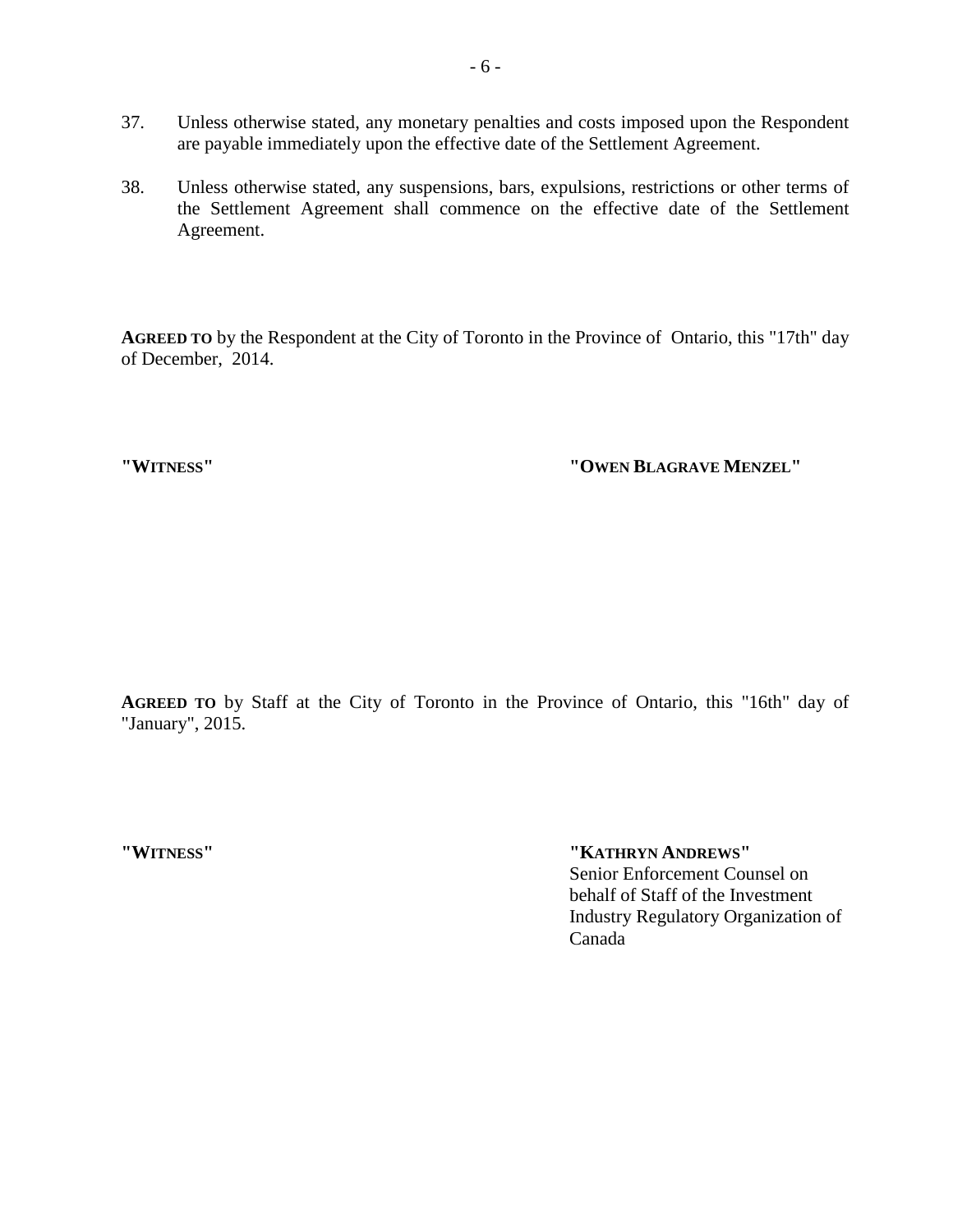37. Unless otherwise stated, any monetary penalties and costs imposed upon the Respondent are payable immediately upon the effective date of the Settlement Agreement.

38. Unless otherwise stated, any suspensions, bars, expulsions, restrictions or other terms of the Settlement Agreement shall commence on the effective date of the Settlement Agreement.

**AGREED TO** by the Respondent at the City of Toronto in the Province of Ontario, this "17th" day of December, 2014.

**"WITNESS"** **"OWEN BLAGRAVE MENZEL"**

**AGREED TO** by Staff at the City of Toronto in the Province of Ontario, this "16th" day of "January", 2015.

**"WITNESS"** **"KATHRYN ANDREWS"**
Senior Enforcement Counsel on behalf of Staff of the Investment Industry Regulatory Organization of Canada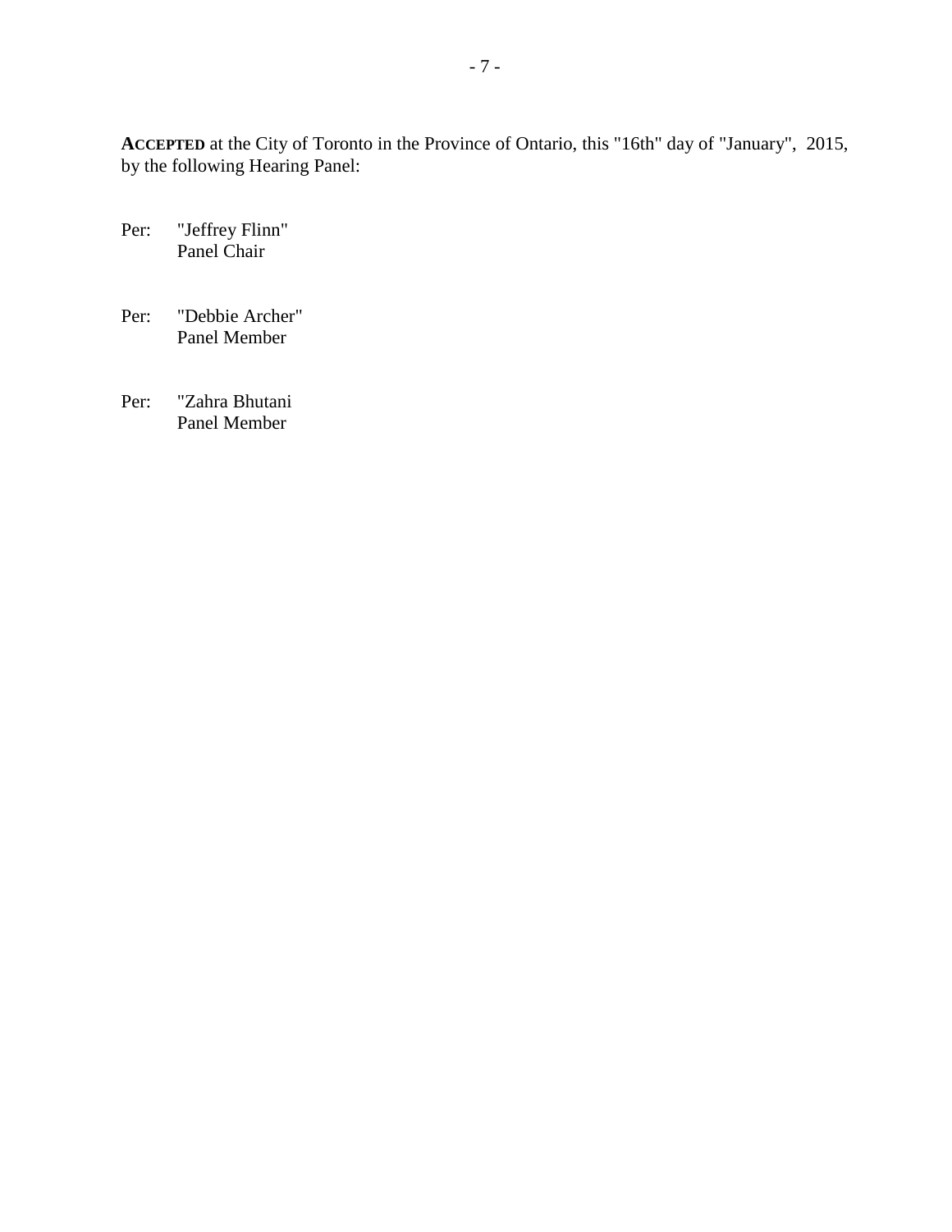**ACCEPTED** at the City of Toronto in the Province of Ontario, this "16th" day of "January", 2015, by the following Hearing Panel:

Per: "Jeffrey Flinn"
Panel Chair

Per: "Debbie Archer"
Panel Member

Per: "Zahra Bhutani
Panel Member